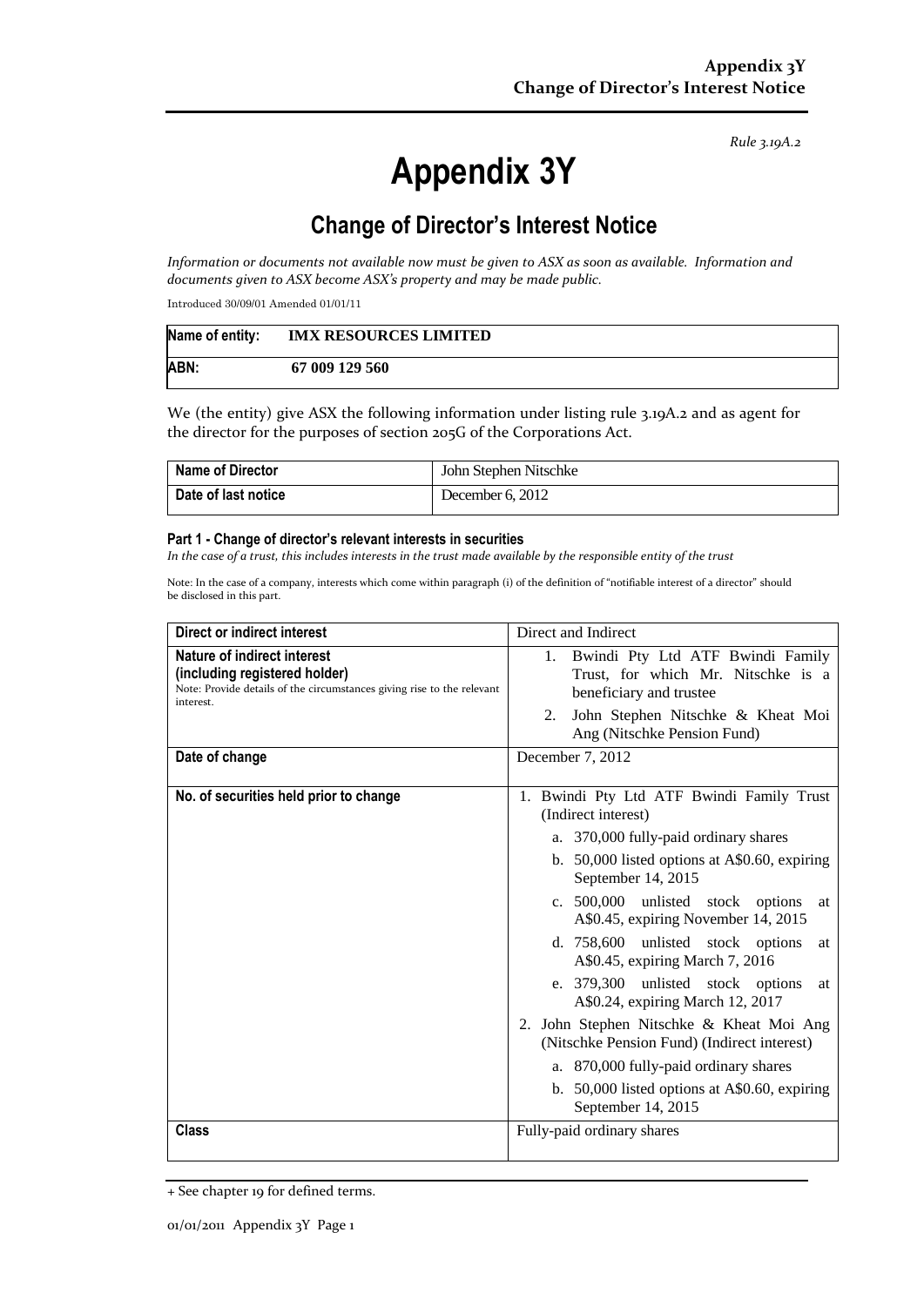*Rule 3.19A.2*

# Appendix 3Y

## Change of Director's Interest Notice

*Information or documents not available now must be given to ASX as soon as available. Information and documents given to ASX become ASX's property and may be made public.*

Introduced 30/09/01 Amended 01/01/11

| Name of entity: | IMX RESOURCES LIMITED |
|---|---|
| ABN: | 67 009 129 560 |

We (the entity) give ASX the following information under listing rule 3.19A.2 and as agent for the director for the purposes of section 205G of the Corporations Act.

| Name of Director | John Stephen Nitschke |
|---|---|
| Date of last notice | December 6, 2012 |

#### Part 1 - Change of director's relevant interests in securities

*In the case of a trust, this includes interests in the trust made available by the responsible entity of the trust*

Note: In the case of a company, interests which come within paragraph (i) of the definition of "notifiable interest of a director" should be disclosed in this part.

| Direct or indirect interest | Direct and Indirect |
|---|---|
| **Nature of indirect interest (including registered holder)**<br>Note: Provide details of the circumstances giving rise to the relevant interest. | 1. Bwindi Pty Ltd ATF Bwindi Family Trust, for which Mr. Nitschke is a beneficiary and trustee<br>2. John Stephen Nitschke & Kheat Moi Ang (Nitschke Pension Fund) |
| **Date of change** | December 7, 2012 |
| **No. of securities held prior to change** | 1. Bwindi Pty Ltd ATF Bwindi Family Trust (Indirect interest)<br>a. 370,000 fully-paid ordinary shares<br>b. 50,000 listed options at A$0.60, expiring September 14, 2015<br>c. 500,000 unlisted stock options at A$0.45, expiring November 14, 2015<br>d. 758,600 unlisted stock options at A$0.45, expiring March 7, 2016<br>e. 379,300 unlisted stock options at A$0.24, expiring March 12, 2017<br>2. John Stephen Nitschke & Kheat Moi Ang (Nitschke Pension Fund) (Indirect interest)<br>a. 870,000 fully-paid ordinary shares<br>b. 50,000 listed options at A$0.60, expiring September 14, 2015 |
| **Class** | Fully-paid ordinary shares |

+ See chapter 19 for defined terms.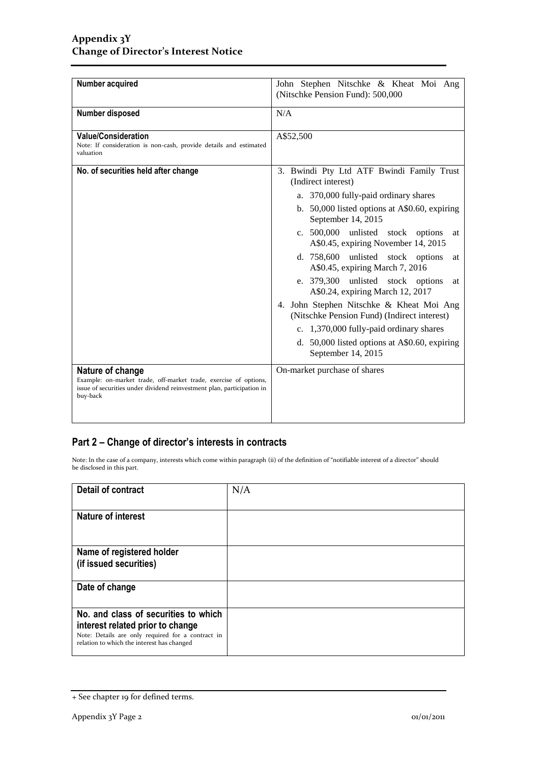| Number acquired | John Stephen Nitschke & Kheat Moi Ang (Nitschke Pension Fund): 500,000 |
|---|---|
| Number disposed | N/A |
| **Value/Consideration**<br>Note: If consideration is non-cash, provide details and estimated valuation | A$52,500 |
| **No. of securities held after change** | 3. Bwindi Pty Ltd ATF Bwindi Family Trust (Indirect interest)<br>a. 370,000 fully-paid ordinary shares<br>b. 50,000 listed options at A$0.60, expiring September 14, 2015<br>c. 500,000 unlisted stock options at A$0.45, expiring November 14, 2015<br>d. 758,600 unlisted stock options at A$0.45, expiring March 7, 2016<br>e. 379,300 unlisted stock options at A$0.24, expiring March 12, 2017<br>4. John Stephen Nitschke & Kheat Moi Ang (Nitschke Pension Fund) (Indirect interest)<br>c. 1,370,000 fully-paid ordinary shares<br>d. 50,000 listed options at A$0.60, expiring September 14, 2015 |
| **Nature of change**<br>Example: on-market trade, off-market trade, exercise of options, issue of securities under dividend reinvestment plan, participation in buy-back | On-market purchase of shares |

## Part 2 – Change of director's interests in contracts

Note: In the case of a company, interests which come within paragraph (ii) of the definition of "notifiable interest of a director" should be disclosed in this part.

| Detail of contract | N/A |
|---|---|
| **Nature of interest** | |
| **Name of registered holder (if issued securities)** | |
| **Date of change** | |
| **No. and class of securities to which interest related prior to change**<br>Note: Details are only required for a contract in relation to which the interest has changed | |

+ See chapter 19 for defined terms.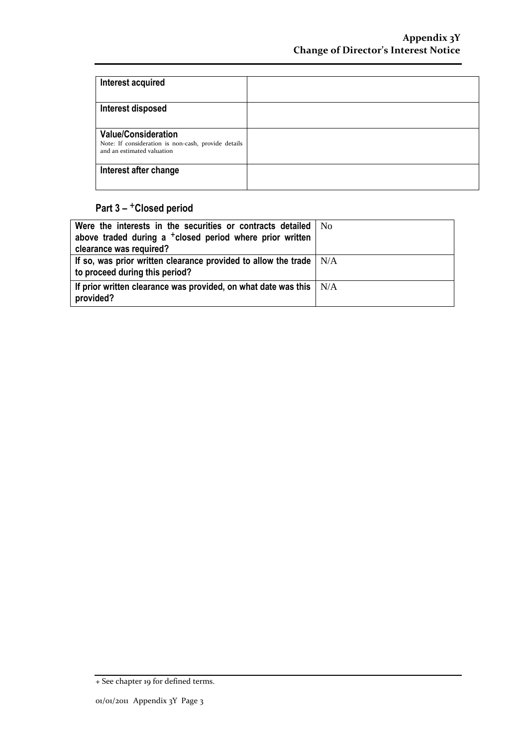| | |
|---|---|
| **Interest acquired** | |
| **Interest disposed** | |
| **Value/Consideration**<br>Note: If consideration is non-cash, provide details and an estimated valuation | |
| **Interest after change** | |

## Part 3 – +Closed period

| | |
|---|---|
| **Were the interests in the securities or contracts detailed above traded during a +closed period where prior written clearance was required?** | No |
| **If so, was prior written clearance provided to allow the trade to proceed during this period?** | N/A |
| **If prior written clearance was provided, on what date was this provided?** | N/A |

+ See chapter 19 for defined terms.